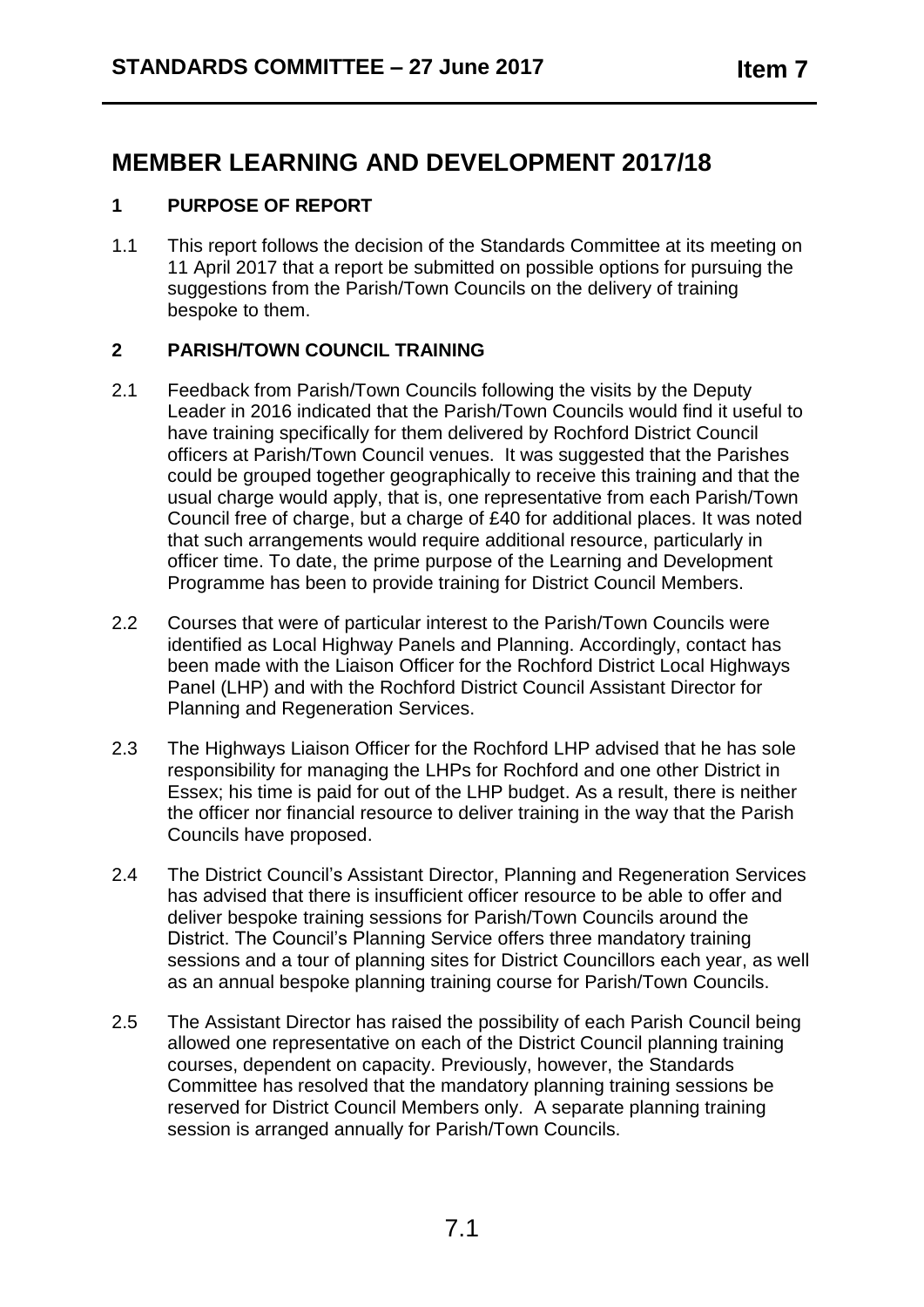# MEMBER LEARNING AND DEVELOPMENT 2017/18

## 1 PURPOSE OF REPORT

1.1 This report follows the decision of the Standards Committee at its meeting on 11 April 2017 that a report be submitted on possible options for pursuing the suggestions from the Parish/Town Councils on the delivery of training bespoke to them.

## 2 PARISH/TOWN COUNCIL TRAINING

2.1 Feedback from Parish/Town Councils following the visits by the Deputy Leader in 2016 indicated that the Parish/Town Councils would find it useful to have training specifically for them delivered by Rochford District Council officers at Parish/Town Council venues. It was suggested that the Parishes could be grouped together geographically to receive this training and that the usual charge would apply, that is, one representative from each Parish/Town Council free of charge, but a charge of £40 for additional places. It was noted that such arrangements would require additional resource, particularly in officer time. To date, the prime purpose of the Learning and Development Programme has been to provide training for District Council Members.

2.2 Courses that were of particular interest to the Parish/Town Councils were identified as Local Highway Panels and Planning. Accordingly, contact has been made with the Liaison Officer for the Rochford District Local Highways Panel (LHP) and with the Rochford District Council Assistant Director for Planning and Regeneration Services.

2.3 The Highways Liaison Officer for the Rochford LHP advised that he has sole responsibility for managing the LHPs for Rochford and one other District in Essex; his time is paid for out of the LHP budget. As a result, there is neither the officer nor financial resource to deliver training in the way that the Parish Councils have proposed.

2.4 The District Council's Assistant Director, Planning and Regeneration Services has advised that there is insufficient officer resource to be able to offer and deliver bespoke training sessions for Parish/Town Councils around the District. The Council's Planning Service offers three mandatory training sessions and a tour of planning sites for District Councillors each year, as well as an annual bespoke planning training course for Parish/Town Councils.

2.5 The Assistant Director has raised the possibility of each Parish Council being allowed one representative on each of the District Council planning training courses, dependent on capacity. Previously, however, the Standards Committee has resolved that the mandatory planning training sessions be reserved for District Council Members only. A separate planning training session is arranged annually for Parish/Town Councils.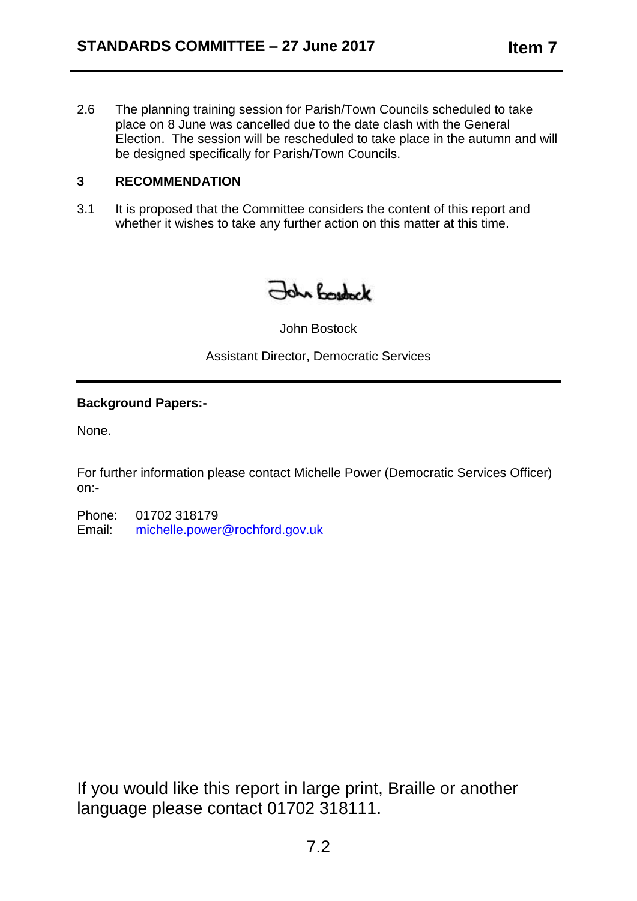2.6 The planning training session for Parish/Town Councils scheduled to take place on 8 June was cancelled due to the date clash with the General Election. The session will be rescheduled to take place in the autumn and will be designed specifically for Parish/Town Councils.

## 3 RECOMMENDATION

3.1 It is proposed that the Committee considers the content of this report and whether it wishes to take any further action on this matter at this time.

John Bostock

John Bostock

Assistant Director, Democratic Services

---

**Background Papers:-**

None.

For further information please contact Michelle Power (Democratic Services Officer) on:-

Phone: 01702 318179
Email: michelle.power@rochford.gov.uk

If you would like this report in large print, Braille or another language please contact 01702 318111.